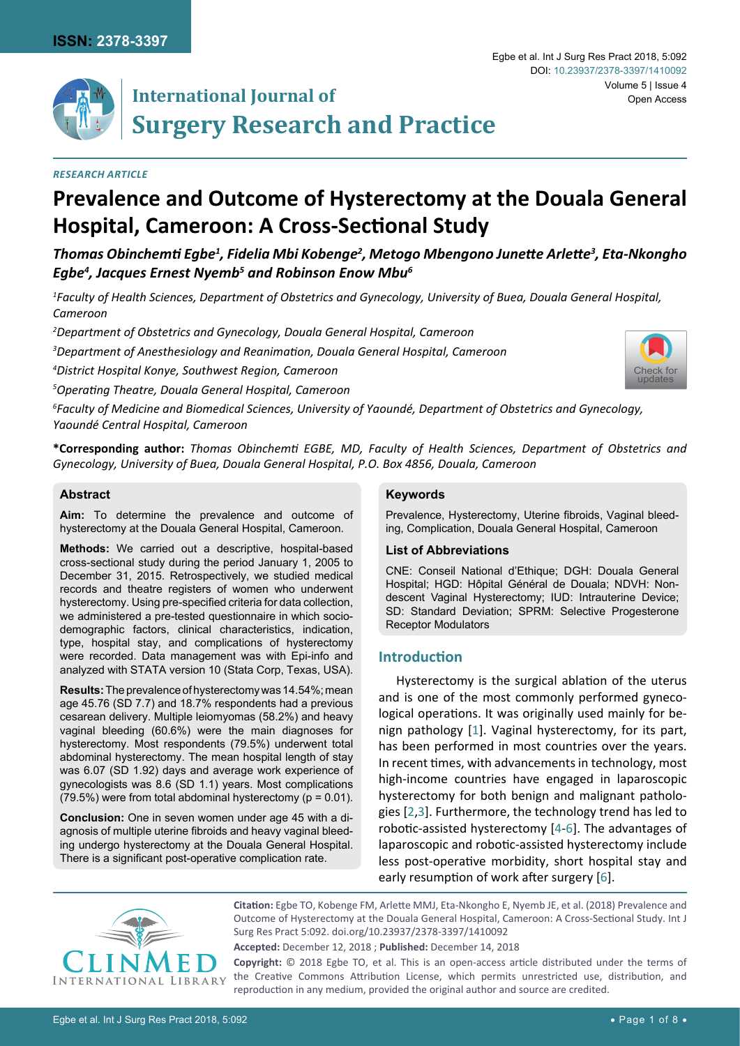*RESEARCH ARTICLE*

# Prevalence and Outcome of Hysterectomy at the Douala General Hospital, Cameroon: A Cross-Sectional Study

***Thomas Obinchemti Egbe[1], Fidelia Mbi Kobenge[2], Metogo Mbengono Junette Arlette[3], Eta-Nkongho Egbe[4], Jacques Ernest Nyemb[5] and Robinson Enow Mbu[6]***

*[1]Faculty of Health Sciences, Department of Obstetrics and Gynecology, University of Buea, Douala General Hospital, Cameroon*

*[2]Department of Obstetrics and Gynecology, Douala General Hospital, Cameroon*

*[3]Department of Anesthesiology and Reanimation, Douala General Hospital, Cameroon*

*[4]District Hospital Konye, Southwest Region, Cameroon*

*[5]Operating Theatre, Douala General Hospital, Cameroon*

*[6]Faculty of Medicine and Biomedical Sciences, University of Yaoundé, Department of Obstetrics and Gynecology, Yaoundé Central Hospital, Cameroon*

**\*Corresponding author:** *Thomas Obinchemti EGBE, MD, Faculty of Health Sciences, Department of Obstetrics and Gynecology, University of Buea, Douala General Hospital, P.O. Box 4856, Douala, Cameroon*

## Abstract

**Aim:** To determine the prevalence and outcome of hysterectomy at the Douala General Hospital, Cameroon.

**Methods:** We carried out a descriptive, hospital-based cross-sectional study during the period January 1, 2005 to December 31, 2015. Retrospectively, we studied medical records and theatre registers of women who underwent hysterectomy. Using pre-specified criteria for data collection, we administered a pre-tested questionnaire in which socio-demographic factors, clinical characteristics, indication, type, hospital stay, and complications of hysterectomy were recorded. Data management was with Epi-info and analyzed with STATA version 10 (Stata Corp, Texas, USA).

**Results:** The prevalence of hysterectomy was 14.54%; mean age 45.76 (SD 7.7) and 18.7% respondents had a previous cesarean delivery. Multiple leiomyomas (58.2%) and heavy vaginal bleeding (60.6%) were the main diagnoses for hysterectomy. Most respondents (79.5%) underwent total abdominal hysterectomy. The mean hospital length of stay was 6.07 (SD 1.92) days and average work experience of gynecologists was 8.6 (SD 1.1) years. Most complications (79.5%) were from total abdominal hysterectomy ($p = 0.01$).

**Conclusion:** One in seven women under age 45 with a diagnosis of multiple uterine fibroids and heavy vaginal bleeding undergo hysterectomy at the Douala General Hospital. There is a significant post-operative complication rate.

## Keywords

Prevalence, Hysterectomy, Uterine fibroids, Vaginal bleeding, Complication, Douala General Hospital, Cameroon

## List of Abbreviations

CNE: Conseil National d'Ethique; DGH: Douala General Hospital; HGD: Hôpital Général de Douala; NDVH: Non-descent Vaginal Hysterectomy; IUD: Intrauterine Device; SD: Standard Deviation; SPRM: Selective Progesterone Receptor Modulators

## Introduction

Hysterectomy is the surgical ablation of the uterus and is one of the most commonly performed gynecological operations. It was originally used mainly for benign pathology [1]. Vaginal hysterectomy, for its part, has been performed in most countries over the years. In recent times, with advancements in technology, most high-income countries have engaged in laparoscopic hysterectomy for both benign and malignant pathologies [2,3]. Furthermore, the technology trend has led to robotic-assisted hysterectomy [4-6]. The advantages of laparoscopic and robotic-assisted hysterectomy include less post-operative morbidity, short hospital stay and early resumption of work after surgery [6].

**Citation:** Egbe TO, Kobenge FM, Arlette MMJ, Eta-Nkongho E, Nyemb JE, et al. (2018) Prevalence and Outcome of Hysterectomy at the Douala General Hospital, Cameroon: A Cross-Sectional Study. Int J Surg Res Pract 5:092. doi.org/10.23937/2378-3397/1410092

**Accepted:** December 12, 2018 ; **Published:** December 14, 2018

**Copyright:** © 2018 Egbe TO, et al. This is an open-access article distributed under the terms of the Creative Commons Attribution License, which permits unrestricted use, distribution, and reproduction in any medium, provided the original author and source are credited.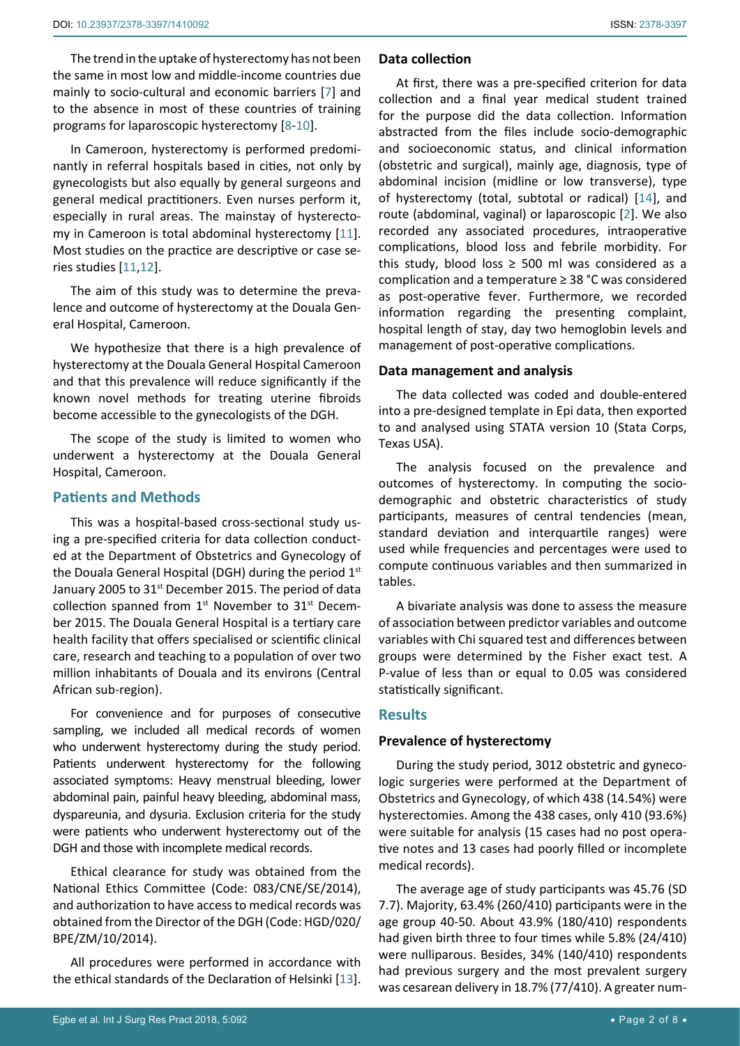The trend in the uptake of hysterectomy has not been the same in most low and middle-income countries due mainly to socio-cultural and economic barriers [7] and to the absence in most of these countries of training programs for laparoscopic hysterectomy [8-10].

In Cameroon, hysterectomy is performed predominantly in referral hospitals based in cities, not only by gynecologists but also equally by general surgeons and general medical practitioners. Even nurses perform it, especially in rural areas. The mainstay of hysterectomy in Cameroon is total abdominal hysterectomy [11]. Most studies on the practice are descriptive or case series studies [11,12].

The aim of this study was to determine the prevalence and outcome of hysterectomy at the Douala General Hospital, Cameroon.

We hypothesize that there is a high prevalence of hysterectomy at the Douala General Hospital Cameroon and that this prevalence will reduce significantly if the known novel methods for treating uterine fibroids become accessible to the gynecologists of the DGH.

The scope of the study is limited to women who underwent a hysterectomy at the Douala General Hospital, Cameroon.

## Patients and Methods

This was a hospital-based cross-sectional study using a pre-specified criteria for data collection conducted at the Department of Obstetrics and Gynecology of the Douala General Hospital (DGH) during the period 1st January 2005 to 31st December 2015. The period of data collection spanned from 1st November to 31st December 2015. The Douala General Hospital is a tertiary care health facility that offers specialised or scientific clinical care, research and teaching to a population of over two million inhabitants of Douala and its environs (Central African sub-region).

For convenience and for purposes of consecutive sampling, we included all medical records of women who underwent hysterectomy during the study period. Patients underwent hysterectomy for the following associated symptoms: Heavy menstrual bleeding, lower abdominal pain, painful heavy bleeding, abdominal mass, dyspareunia, and dysuria. Exclusion criteria for the study were patients who underwent hysterectomy out of the DGH and those with incomplete medical records.

Ethical clearance for study was obtained from the National Ethics Committee (Code: 083/CNE/SE/2014), and authorization to have access to medical records was obtained from the Director of the DGH (Code: HGD/020/BPE/ZM/10/2014).

All procedures were performed in accordance with the ethical standards of the Declaration of Helsinki [13].

### Data collection

At first, there was a pre-specified criterion for data collection and a final year medical student trained for the purpose did the data collection. Information abstracted from the files include socio-demographic and socioeconomic status, and clinical information (obstetric and surgical), mainly age, diagnosis, type of abdominal incision (midline or low transverse), type of hysterectomy (total, subtotal or radical) [14], and route (abdominal, vaginal) or laparoscopic [2]. We also recorded any associated procedures, intraoperative complications, blood loss and febrile morbidity. For this study, blood loss ≥ 500 ml was considered as a complication and a temperature ≥ 38 °C was considered as post-operative fever. Furthermore, we recorded information regarding the presenting complaint, hospital length of stay, day two hemoglobin levels and management of post-operative complications.

### Data management and analysis

The data collected was coded and double-entered into a pre-designed template in Epi data, then exported to and analysed using STATA version 10 (Stata Corps, Texas USA).

The analysis focused on the prevalence and outcomes of hysterectomy. In computing the socio-demographic and obstetric characteristics of study participants, measures of central tendencies (mean, standard deviation and interquartile ranges) were used while frequencies and percentages were used to compute continuous variables and then summarized in tables.

A bivariate analysis was done to assess the measure of association between predictor variables and outcome variables with Chi squared test and differences between groups were determined by the Fisher exact test. A P-value of less than or equal to 0.05 was considered statistically significant.

## Results

### Prevalence of hysterectomy

During the study period, 3012 obstetric and gynecologic surgeries were performed at the Department of Obstetrics and Gynecology, of which 438 (14.54%) were hysterectomies. Among the 438 cases, only 410 (93.6%) were suitable for analysis (15 cases had no post operative notes and 13 cases had poorly filled or incomplete medical records).

The average age of study participants was 45.76 (SD 7.7). Majority, 63.4% (260/410) participants were in the age group 40-50. About 43.9% (180/410) respondents had given birth three to four times while 5.8% (24/410) were nulliparous. Besides, 34% (140/410) respondents had previous surgery and the most prevalent surgery was cesarean delivery in 18.7% (77/410). A greater num-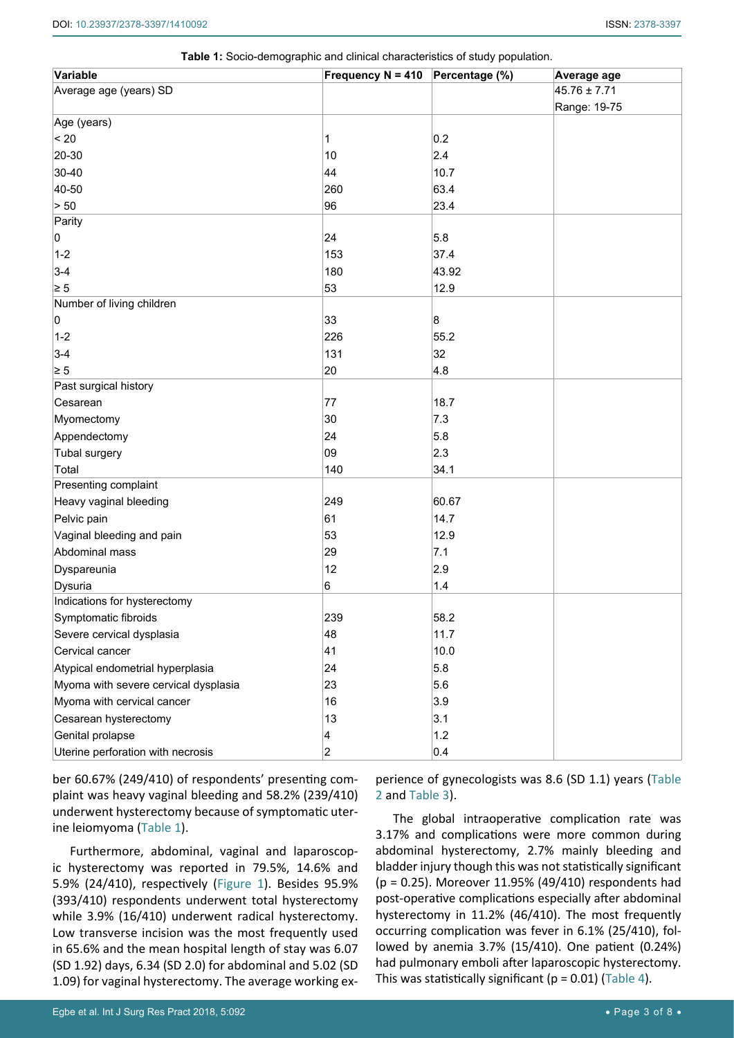**Table 1:** Socio-demographic and clinical characteristics of study population.

| Variable | Frequency N = 410 | Percentage (%) | Average age |
|---|---|---|---|
| Average age (years) SD | | | 45.76 ± 7.71 Range: 19-75 |
| Age (years) | | | |
| < 20 | 1 | 0.2 | |
| 20-30 | 10 | 2.4 | |
| 30-40 | 44 | 10.7 | |
| 40-50 | 260 | 63.4 | |
| > 50 | 96 | 23.4 | |
| Parity | | | |
| 0 | 24 | 5.8 | |
| 1-2 | 153 | 37.4 | |
| 3-4 | 180 | 43.92 | |
| ≥ 5 | 53 | 12.9 | |
| Number of living children | | | |
| 0 | 33 | 8 | |
| 1-2 | 226 | 55.2 | |
| 3-4 | 131 | 32 | |
| ≥ 5 | 20 | 4.8 | |
| Past surgical history | | | |
| Cesarean | 77 | 18.7 | |
| Myomectomy | 30 | 7.3 | |
| Appendectomy | 24 | 5.8 | |
| Tubal surgery | 09 | 2.3 | |
| Total | 140 | 34.1 | |
| Presenting complaint | | | |
| Heavy vaginal bleeding | 249 | 60.67 | |
| Pelvic pain | 61 | 14.7 | |
| Vaginal bleeding and pain | 53 | 12.9 | |
| Abdominal mass | 29 | 7.1 | |
| Dyspareunia | 12 | 2.9 | |
| Dysuria | 6 | 1.4 | |
| Indications for hysterectomy | | | |
| Symptomatic fibroids | 239 | 58.2 | |
| Severe cervical dysplasia | 48 | 11.7 | |
| Cervical cancer | 41 | 10.0 | |
| Atypical endometrial hyperplasia | 24 | 5.8 | |
| Myoma with severe cervical dysplasia | 23 | 5.6 | |
| Myoma with cervical cancer | 16 | 3.9 | |
| Cesarean hysterectomy | 13 | 3.1 | |
| Genital prolapse | 4 | 1.2 | |
| Uterine perforation with necrosis | 2 | 0.4 | |

ber 60.67% (249/410) of respondents' presenting complaint was heavy vaginal bleeding and 58.2% (239/410) underwent hysterectomy because of symptomatic uterine leiomyoma (Table 1).

Furthermore, abdominal, vaginal and laparoscopic hysterectomy was reported in 79.5%, 14.6% and 5.9% (24/410), respectively (Figure 1). Besides 95.9% (393/410) respondents underwent total hysterectomy while 3.9% (16/410) underwent radical hysterectomy. Low transverse incision was the most frequently used in 65.6% and the mean hospital length of stay was 6.07 (SD 1.92) days, 6.34 (SD 2.0) for abdominal and 5.02 (SD 1.09) for vaginal hysterectomy. The average working experience of gynecologists was 8.6 (SD 1.1) years (Table 2 and Table 3).

The global intraoperative complication rate was 3.17% and complications were more common during abdominal hysterectomy, 2.7% mainly bleeding and bladder injury though this was not statistically significant ($p = 0.25$). Moreover 11.95% (49/410) respondents had post-operative complications especially after abdominal hysterectomy in 11.2% (46/410). The most frequently occurring complication was fever in 6.1% (25/410), followed by anemia 3.7% (15/410). One patient (0.24%) had pulmonary emboli after laparoscopic hysterectomy. This was statistically significant ($p = 0.01$) (Table 4).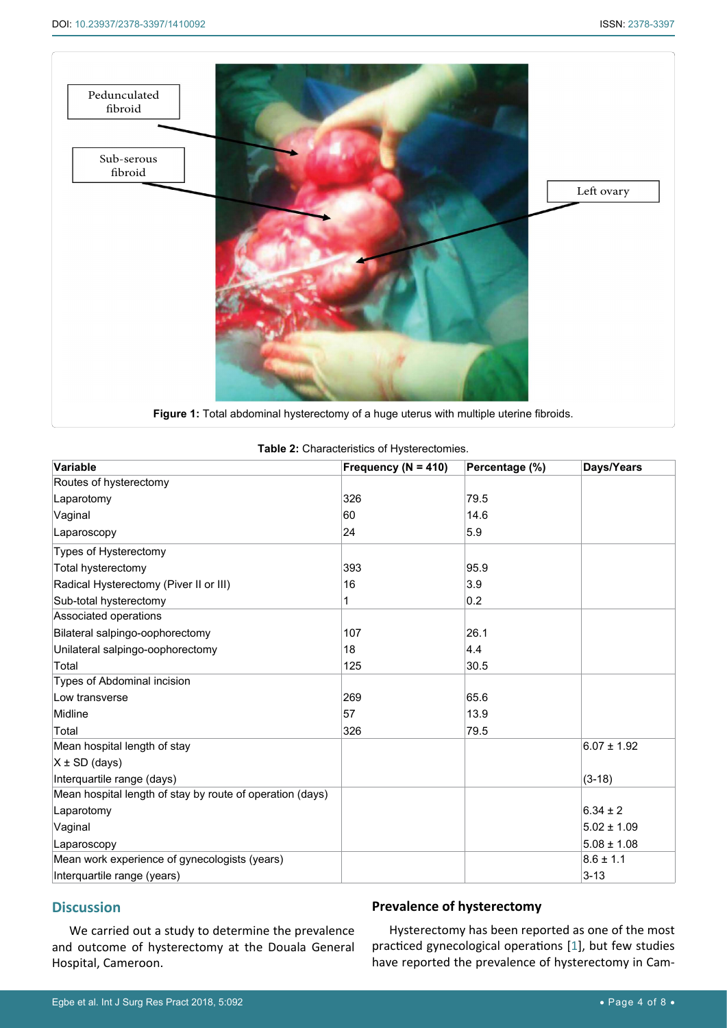Figure 1: Total abdominal hysterectomy of a huge uterus with multiple uterine fibroids.

Table 2: Characteristics of Hysterectomies.

| Variable | Frequency (N = 410) | Percentage (%) | Days/Years |
|---|---|---|---|
| Routes of hysterectomy | | | |
| Laparotomy | 326 | 79.5 | |
| Vaginal | 60 | 14.6 | |
| Laparoscopy | 24 | 5.9 | |
| Types of Hysterectomy | | | |
| Total hysterectomy | 393 | 95.9 | |
| Radical Hysterectomy (Piver II or III) | 16 | 3.9 | |
| Sub-total hysterectomy | 1 | 0.2 | |
| Associated operations | | | |
| Bilateral salpingo-oophorectomy | 107 | 26.1 | |
| Unilateral salpingo-oophorectomy | 18 | 4.4 | |
| Total | 125 | 30.5 | |
| Types of Abdominal incision | | | |
| Low transverse | 269 | 65.6 | |
| Midline | 57 | 13.9 | |
| Total | 326 | 79.5 | |
| Mean hospital length of stay | | | 6.07 ± 1.92 |
| X ± SD (days) | | | |
| Interquartile range (days) | | | (3-18) |
| Mean hospital length of stay by route of operation (days) | | | |
| Laparotomy | | | 6.34 ± 2 |
| Vaginal | | | 5.02 ± 1.09 |
| Laparoscopy | | | 5.08 ± 1.08 |
| Mean work experience of gynecologists (years) | | | 8.6 ± 1.1 |
| Interquartile range (years) | | | 3-13 |

## Discussion

We carried out a study to determine the prevalence and outcome of hysterectomy at the Douala General Hospital, Cameroon.

### Prevalence of hysterectomy

Hysterectomy has been reported as one of the most practiced gynecological operations [1], but few studies have reported the prevalence of hysterectomy in Cam-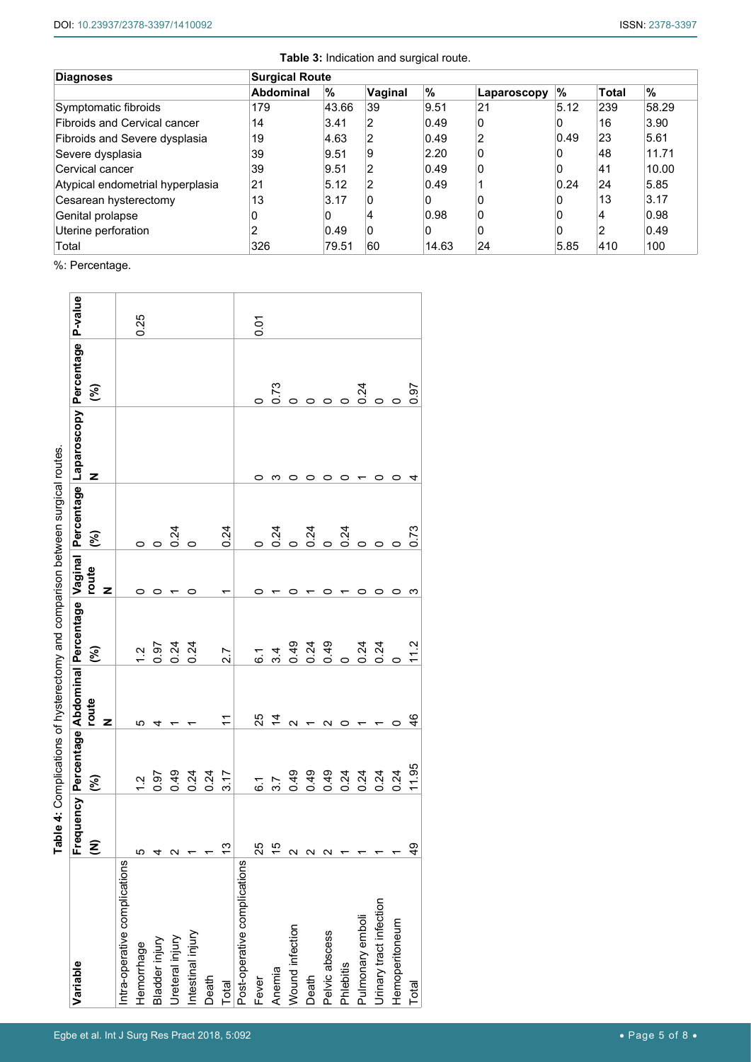**Table 3:** Indication and surgical route.

| Diagnoses | Surgical Route | | | | | | | |
|---|---|---|---|---|---|---|---|---|
| | Abdominal | % | Vaginal | % | Laparoscopy | % | Total | % |
| Symptomatic fibroids | 179 | 43.66 | 39 | 9.51 | 21 | 5.12 | 239 | 58.29 |
| Fibroids and Cervical cancer | 14 | 3.41 | 2 | 0.49 | 0 | 0 | 16 | 3.90 |
| Fibroids and Severe dysplasia | 19 | 4.63 | 2 | 0.49 | 2 | 0.49 | 23 | 5.61 |
| Severe dysplasia | 39 | 9.51 | 9 | 2.20 | 0 | 0 | 48 | 11.71 |
| Cervical cancer | 39 | 9.51 | 2 | 0.49 | 0 | 0 | 41 | 10.00 |
| Atypical endometrial hyperplasia | 21 | 5.12 | 2 | 0.49 | 1 | 0.24 | 24 | 5.85 |
| Cesarean hysterectomy | 13 | 3.17 | 0 | 0 | 0 | 0 | 13 | 3.17 |
| Genital prolapse | 0 | 0 | 4 | 0.98 | 0 | 0 | 4 | 0.98 |
| Uterine perforation | 2 | 0.49 | 0 | 0 | 0 | 0 | 2 | 0.49 |
| Total | 326 | 79.51 | 60 | 14.63 | 24 | 5.85 | 410 | 100 |

%: Percentage.

**Table 4:** Complications of hysterectomy and comparison between surgical routes.

| Variable | Frequency (N) | Percentage (%) | Abdominal route N | Percentage (%) | Vaginal route N | Percentage (%) | Laparoscopy N | Percentage (%) | P-value |
|---|---|---|---|---|---|---|---|---|---|
| Intra-operative complications | | | | | | | | | 0.25 |
| Hemorrhage | 5 | 1.2 | 5 | 1.2 | 0 | 0 | | | |
| Bladder injury | 4 | 0.97 | 4 | 0.97 | 0 | 0 | | | |
| Ureteral injury | 2 | 0.49 | 1 | 0.24 | 1 | 0.24 | | | |
| Intestinal injury | 1 | 0.24 | 1 | 0.24 | 0 | 0 | | | |
| Death | 1 | 0.24 | | | | | | | |
| Total | 13 | 3.17 | 11 | 2.7 | 1 | 0.24 | | | |
| Post-operative complications | | | | | | | | | 0.01 |
| Fever | 25 | 6.1 | 25 | 6.1 | 0 | 0 | 0 | 0 | |
| Anemia | 15 | 3.7 | 14 | 3.4 | 1 | 0.24 | 3 | 0.73 | |
| Wound infection | 2 | 0.49 | 2 | 0.49 | 0 | 0 | 0 | 0 | |
| Death | 2 | 0.49 | 1 | 0.24 | 1 | 0.24 | 0 | 0 | |
| Pelvic abscess | 2 | 0.49 | 2 | 0.49 | 0 | 0 | 0 | 0 | |
| Phlebitis | 1 | 0.24 | 0 | 0 | 1 | 0.24 | 0 | 0 | |
| Pulmonary emboli | 1 | 0.24 | 1 | 0.24 | 0 | 0 | 1 | 0.24 | |
| Urinary tract infection | 1 | 0.24 | 1 | 0.24 | 0 | 0 | 0 | 0 | |
| Hemoperitoneum | 1 | 0.24 | 0 | 0 | 0 | 0 | 0 | 0 | |
| Total | 49 | 11.95 | 46 | 11.2 | 3 | 0.73 | 4 | 0.97 | |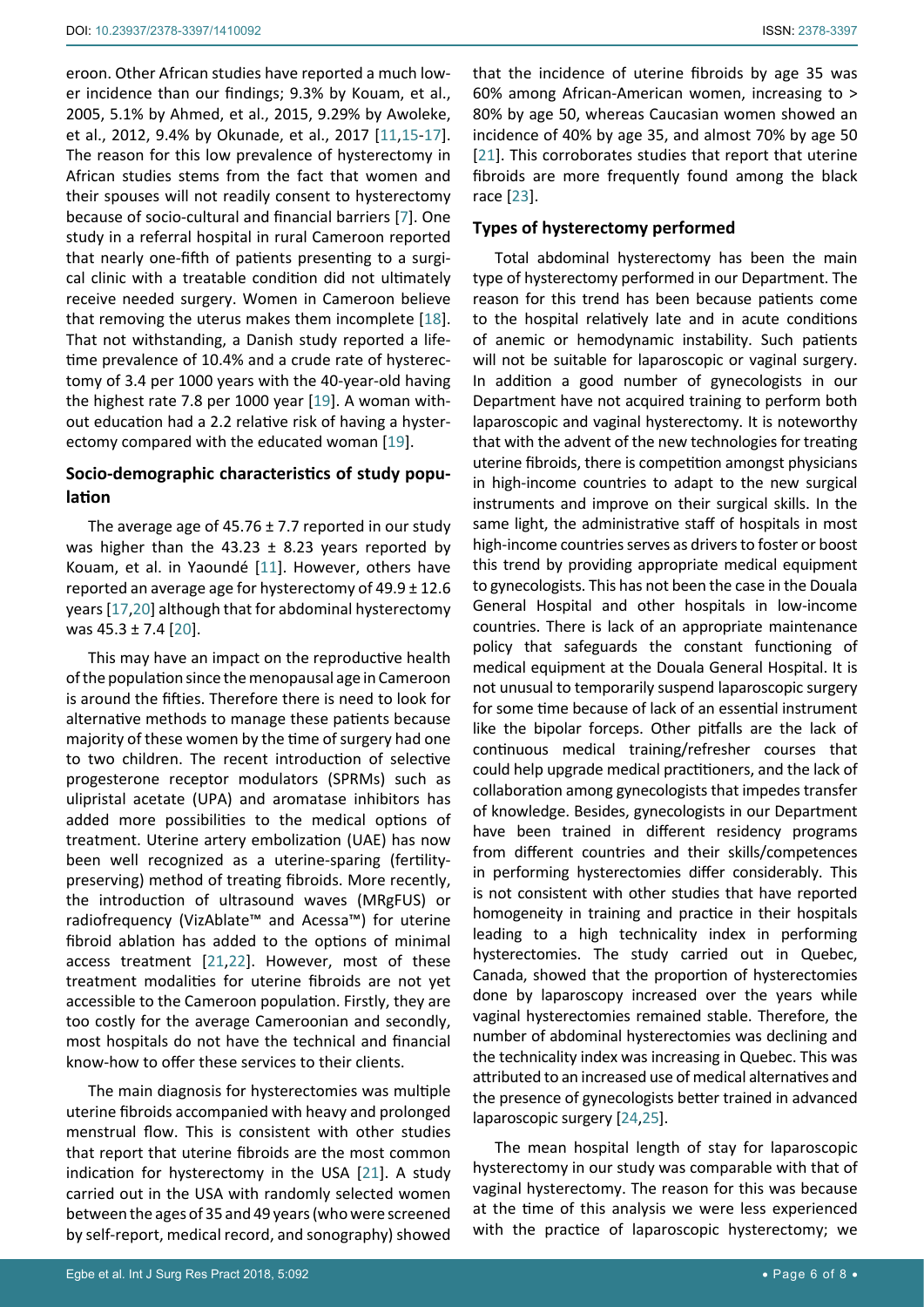eroon. Other African studies have reported a much lower incidence than our findings; 9.3% by Kouam, et al., 2005, 5.1% by Ahmed, et al., 2015, 9.29% by Awoleke, et al., 2012, 9.4% by Okunade, et al., 2017 [11,15-17]. The reason for this low prevalence of hysterectomy in African studies stems from the fact that women and their spouses will not readily consent to hysterectomy because of socio-cultural and financial barriers [7]. One study in a referral hospital in rural Cameroon reported that nearly one-fifth of patients presenting to a surgical clinic with a treatable condition did not ultimately receive needed surgery. Women in Cameroon believe that removing the uterus makes them incomplete [18]. That not withstanding, a Danish study reported a lifetime prevalence of 10.4% and a crude rate of hysterectomy of 3.4 per 1000 years with the 40-year-old having the highest rate 7.8 per 1000 year [19]. A woman without education had a 2.2 relative risk of having a hysterectomy compared with the educated woman [19].

## Socio-demographic characteristics of study population

The average age of 45.76 ± 7.7 reported in our study was higher than the 43.23 ± 8.23 years reported by Kouam, et al. in Yaoundé [11]. However, others have reported an average age for hysterectomy of 49.9 ± 12.6 years [17,20] although that for abdominal hysterectomy was 45.3 ± 7.4 [20].

This may have an impact on the reproductive health of the population since the menopausal age in Cameroon is around the fifties. Therefore there is need to look for alternative methods to manage these patients because majority of these women by the time of surgery had one to two children. The recent introduction of selective progesterone receptor modulators (SPRMs) such as ulipristal acetate (UPA) and aromatase inhibitors has added more possibilities to the medical options of treatment. Uterine artery embolization (UAE) has now been well recognized as a uterine-sparing (fertility-preserving) method of treating fibroids. More recently, the introduction of ultrasound waves (MRgFUS) or radiofrequency (VizAblate™ and Acessa™) for uterine fibroid ablation has added to the options of minimal access treatment [21,22]. However, most of these treatment modalities for uterine fibroids are not yet accessible to the Cameroon population. Firstly, they are too costly for the average Cameroonian and secondly, most hospitals do not have the technical and financial know-how to offer these services to their clients.

The main diagnosis for hysterectomies was multiple uterine fibroids accompanied with heavy and prolonged menstrual flow. This is consistent with other studies that report that uterine fibroids are the most common indication for hysterectomy in the USA [21]. A study carried out in the USA with randomly selected women between the ages of 35 and 49 years (who were screened by self-report, medical record, and sonography) showed that the incidence of uterine fibroids by age 35 was 60% among African-American women, increasing to > 80% by age 50, whereas Caucasian women showed an incidence of 40% by age 35, and almost 70% by age 50 [21]. This corroborates studies that report that uterine fibroids are more frequently found among the black race [23].

## Types of hysterectomy performed

Total abdominal hysterectomy has been the main type of hysterectomy performed in our Department. The reason for this trend has been because patients come to the hospital relatively late and in acute conditions of anemic or hemodynamic instability. Such patients will not be suitable for laparoscopic or vaginal surgery. In addition a good number of gynecologists in our Department have not acquired training to perform both laparoscopic and vaginal hysterectomy. It is noteworthy that with the advent of the new technologies for treating uterine fibroids, there is competition amongst physicians in high-income countries to adapt to the new surgical instruments and improve on their surgical skills. In the same light, the administrative staff of hospitals in most high-income countries serves as drivers to foster or boost this trend by providing appropriate medical equipment to gynecologists. This has not been the case in the Douala General Hospital and other hospitals in low-income countries. There is lack of an appropriate maintenance policy that safeguards the constant functioning of medical equipment at the Douala General Hospital. It is not unusual to temporarily suspend laparoscopic surgery for some time because of lack of an essential instrument like the bipolar forceps. Other pitfalls are the lack of continuous medical training/refresher courses that could help upgrade medical practitioners, and the lack of collaboration among gynecologists that impedes transfer of knowledge. Besides, gynecologists in our Department have been trained in different residency programs from different countries and their skills/competences in performing hysterectomies differ considerably. This is not consistent with other studies that have reported homogeneity in training and practice in their hospitals leading to a high technicality index in performing hysterectomies. The study carried out in Quebec, Canada, showed that the proportion of hysterectomies done by laparoscopy increased over the years while vaginal hysterectomies remained stable. Therefore, the number of abdominal hysterectomies was declining and the technicality index was increasing in Quebec. This was attributed to an increased use of medical alternatives and the presence of gynecologists better trained in advanced laparoscopic surgery [24,25].

The mean hospital length of stay for laparoscopic hysterectomy in our study was comparable with that of vaginal hysterectomy. The reason for this was because at the time of this analysis we were less experienced with the practice of laparoscopic hysterectomy; we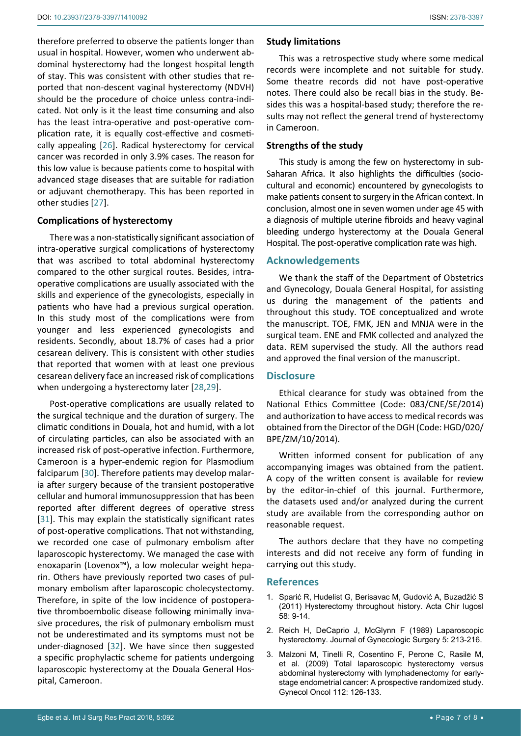therefore preferred to observe the patients longer than usual in hospital. However, women who underwent abdominal hysterectomy had the longest hospital length of stay. This was consistent with other studies that reported that non-descent vaginal hysterectomy (NDVH) should be the procedure of choice unless contra-indicated. Not only is it the least time consuming and also has the least intra-operative and post-operative complication rate, it is equally cost-effective and cosmetically appealing [26]. Radical hysterectomy for cervical cancer was recorded in only 3.9% cases. The reason for this low value is because patients come to hospital with advanced stage diseases that are suitable for radiation or adjuvant chemotherapy. This has been reported in other studies [27].

### Complications of hysterectomy

There was a non-statistically significant association of intra-operative surgical complications of hysterectomy that was ascribed to total abdominal hysterectomy compared to the other surgical routes. Besides, intra-operative complications are usually associated with the skills and experience of the gynecologists, especially in patients who have had a previous surgical operation. In this study most of the complications were from younger and less experienced gynecologists and residents. Secondly, about 18.7% of cases had a prior cesarean delivery. This is consistent with other studies that reported that women with at least one previous cesarean delivery face an increased risk of complications when undergoing a hysterectomy later [28,29].

Post-operative complications are usually related to the surgical technique and the duration of surgery. The climatic conditions in Douala, hot and humid, with a lot of circulating particles, can also be associated with an increased risk of post-operative infection. Furthermore, Cameroon is a hyper-endemic region for Plasmodium falciparum [30]. Therefore patients may develop malaria after surgery because of the transient postoperative cellular and humoral immunosuppression that has been reported after different degrees of operative stress [31]. This may explain the statistically significant rates of post-operative complications. That not withstanding, we recorded one case of pulmonary embolism after laparoscopic hysterectomy. We managed the case with enoxaparin (Lovenox™), a low molecular weight heparin. Others have previously reported two cases of pulmonary embolism after laparoscopic cholecystectomy. Therefore, in spite of the low incidence of postoperative thromboembolic disease following minimally invasive procedures, the risk of pulmonary embolism must not be underestimated and its symptoms must not be under-diagnosed [32]. We have since then suggested a specific prophylactic scheme for patients undergoing laparoscopic hysterectomy at the Douala General Hospital, Cameroon.

### Study limitations

This was a retrospective study where some medical records were incomplete and not suitable for study. Some theatre records did not have post-operative notes. There could also be recall bias in the study. Besides this was a hospital-based study; therefore the results may not reflect the general trend of hysterectomy in Cameroon.

### Strengths of the study

This study is among the few on hysterectomy in sub-Saharan Africa. It also highlights the difficulties (socio-cultural and economic) encountered by gynecologists to make patients consent to surgery in the African context. In conclusion, almost one in seven women under age 45 with a diagnosis of multiple uterine fibroids and heavy vaginal bleeding undergo hysterectomy at the Douala General Hospital. The post-operative complication rate was high.

## Acknowledgements

We thank the staff of the Department of Obstetrics and Gynecology, Douala General Hospital, for assisting us during the management of the patients and throughout this study. TOE conceptualized and wrote the manuscript. TOE, FMK, JEN and MNJA were in the surgical team. ENE and FMK collected and analyzed the data. REM supervised the study. All the authors read and approved the final version of the manuscript.

## Disclosure

Ethical clearance for study was obtained from the National Ethics Committee (Code: 083/CNE/SE/2014) and authorization to have access to medical records was obtained from the Director of the DGH (Code: HGD/020/BPE/ZM/10/2014).

Written informed consent for publication of any accompanying images was obtained from the patient. A copy of the written consent is available for review by the editor-in-chief of this journal. Furthermore, the datasets used and/or analyzed during the current study are available from the corresponding author on reasonable request.

The authors declare that they have no competing interests and did not receive any form of funding in carrying out this study.

## References

1. Sparić R, Hudelist G, Berisavac M, Gudović A, Buzadžić S (2011) Hysterectomy throughout history. Acta Chir Iugosl 58: 9-14.
2. Reich H, DeCaprio J, McGlynn F (1989) Laparoscopic hysterectomy. Journal of Gynecologic Surgery 5: 213-216.
3. Malzoni M, Tinelli R, Cosentino F, Perone C, Rasile M, et al. (2009) Total laparoscopic hysterectomy versus abdominal hysterectomy with lymphadenectomy for early-stage endometrial cancer: A prospective randomized study. Gynecol Oncol 112: 126-133.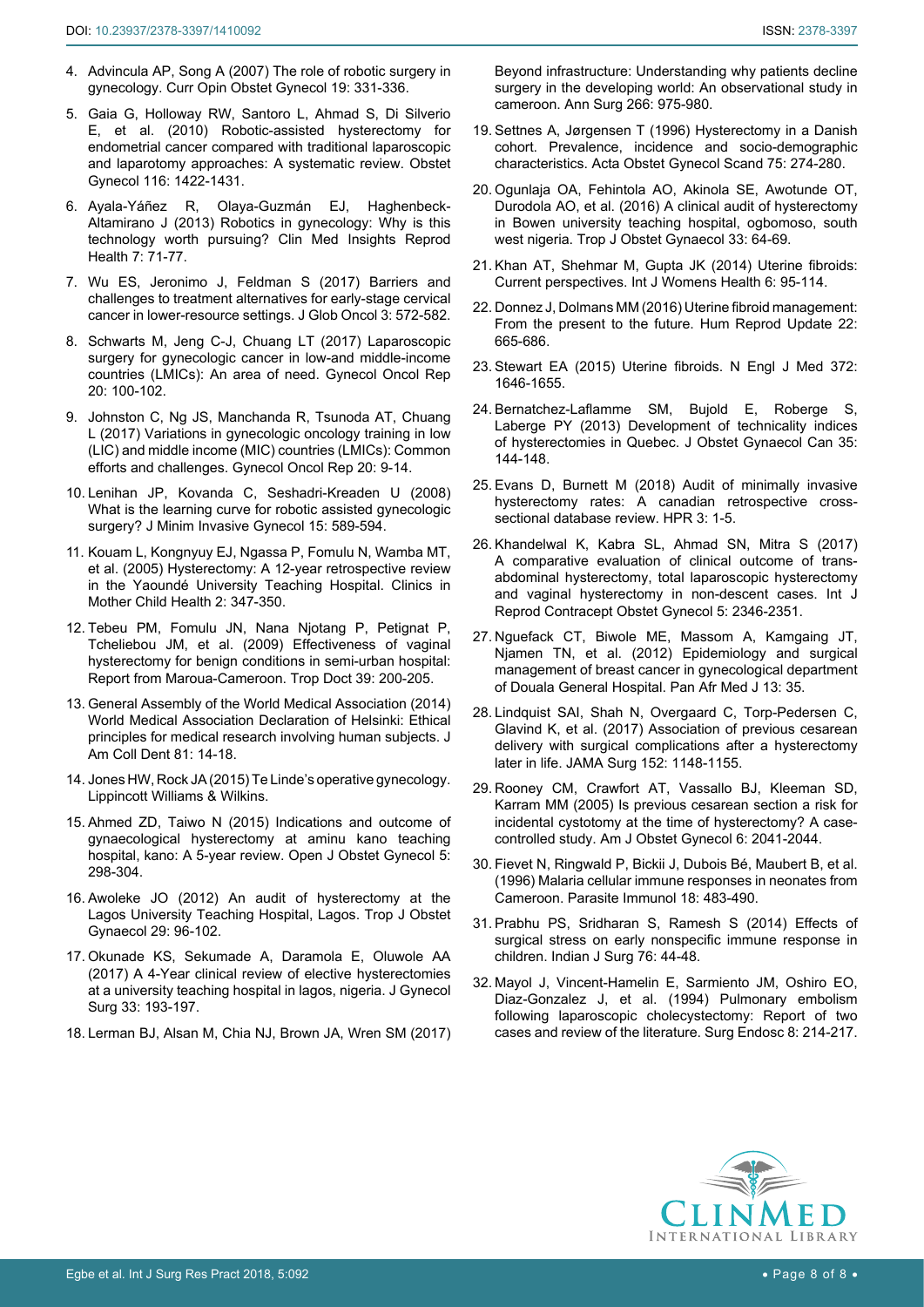4. Advincula AP, Song A (2007) The role of robotic surgery in gynecology. Curr Opin Obstet Gynecol 19: 331-336.

5. Gaia G, Holloway RW, Santoro L, Ahmad S, Di Silverio E, et al. (2010) Robotic-assisted hysterectomy for endometrial cancer compared with traditional laparoscopic and laparotomy approaches: A systematic review. Obstet Gynecol 116: 1422-1431.

6. Ayala-Yáñez R, Olaya-Guzmán EJ, Haghenbeck-Altamirano J (2013) Robotics in gynecology: Why is this technology worth pursuing? Clin Med Insights Reprod Health 7: 71-77.

7. Wu ES, Jeronimo J, Feldman S (2017) Barriers and challenges to treatment alternatives for early-stage cervical cancer in lower-resource settings. J Glob Oncol 3: 572-582.

8. Schwarts M, Jeng C-J, Chuang LT (2017) Laparoscopic surgery for gynecologic cancer in low-and middle-income countries (LMICs): An area of need. Gynecol Oncol Rep 20: 100-102.

9. Johnston C, Ng JS, Manchanda R, Tsunoda AT, Chuang L (2017) Variations in gynecologic oncology training in low (LIC) and middle income (MIC) countries (LMICs): Common efforts and challenges. Gynecol Oncol Rep 20: 9-14.

10. Lenihan JP, Kovanda C, Seshadri-Kreaden U (2008) What is the learning curve for robotic assisted gynecologic surgery? J Minim Invasive Gynecol 15: 589-594.

11. Kouam L, Kongnyuy EJ, Ngassa P, Fomulu N, Wamba MT, et al. (2005) Hysterectomy: A 12-year retrospective review in the Yaoundé University Teaching Hospital. Clinics in Mother Child Health 2: 347-350.

12. Tebeu PM, Fomulu JN, Nana Njotang P, Petignat P, Tcheliebou JM, et al. (2009) Effectiveness of vaginal hysterectomy for benign conditions in semi-urban hospital: Report from Maroua-Cameroon. Trop Doct 39: 200-205.

13. General Assembly of the World Medical Association (2014) World Medical Association Declaration of Helsinki: Ethical principles for medical research involving human subjects. J Am Coll Dent 81: 14-18.

14. Jones HW, Rock JA (2015) Te Linde's operative gynecology. Lippincott Williams & Wilkins.

15. Ahmed ZD, Taiwo N (2015) Indications and outcome of gynaecological hysterectomy at aminu kano teaching hospital, kano: A 5-year review. Open J Obstet Gynecol 5: 298-304.

16. Awoleke JO (2012) An audit of hysterectomy at the Lagos University Teaching Hospital, Lagos. Trop J Obstet Gynaecol 29: 96-102.

17. Okunade KS, Sekumade A, Daramola E, Oluwole AA (2017) A 4-Year clinical review of elective hysterectomies at a university teaching hospital in lagos, nigeria. J Gynecol Surg 33: 193-197.

18. Lerman BJ, Alsan M, Chia NJ, Brown JA, Wren SM (2017) Beyond infrastructure: Understanding why patients decline surgery in the developing world: An observational study in cameroon. Ann Surg 266: 975-980.

19. Settnes A, Jørgensen T (1996) Hysterectomy in a Danish cohort. Prevalence, incidence and socio-demographic characteristics. Acta Obstet Gynecol Scand 75: 274-280.

20. Ogunlaja OA, Fehintola AO, Akinola SE, Awotunde OT, Durodola AO, et al. (2016) A clinical audit of hysterectomy in Bowen university teaching hospital, ogbomoso, south west nigeria. Trop J Obstet Gynaecol 33: 64-69.

21. Khan AT, Shehmar M, Gupta JK (2014) Uterine fibroids: Current perspectives. Int J Womens Health 6: 95-114.

22. Donnez J, Dolmans MM (2016) Uterine fibroid management: From the present to the future. Hum Reprod Update 22: 665-686.

23. Stewart EA (2015) Uterine fibroids. N Engl J Med 372: 1646-1655.

24. Bernatchez-Laflamme SM, Bujold E, Roberge S, Laberge PY (2013) Development of technicality indices of hysterectomies in Quebec. J Obstet Gynaecol Can 35: 144-148.

25. Evans D, Burnett M (2018) Audit of minimally invasive hysterectomy rates: A canadian retrospective cross-sectional database review. HPR 3: 1-5.

26. Khandelwal K, Kabra SL, Ahmad SN, Mitra S (2017) A comparative evaluation of clinical outcome of trans-abdominal hysterectomy, total laparoscopic hysterectomy and vaginal hysterectomy in non-descent cases. Int J Reprod Contracept Obstet Gynecol 5: 2346-2351.

27. Nguefack CT, Biwole ME, Massom A, Kamgaing JT, Njamen TN, et al. (2012) Epidemiology and surgical management of breast cancer in gynecological department of Douala General Hospital. Pan Afr Med J 13: 35.

28. Lindquist SAI, Shah N, Overgaard C, Torp-Pedersen C, Glavind K, et al. (2017) Association of previous cesarean delivery with surgical complications after a hysterectomy later in life. JAMA Surg 152: 1148-1155.

29. Rooney CM, Crawfort AT, Vassallo BJ, Kleeman SD, Karram MM (2005) Is previous cesarean section a risk for incidental cystotomy at the time of hysterectomy? A case-controlled study. Am J Obstet Gynecol 6: 2041-2044.

30. Fievet N, Ringwald P, Bickii J, Dubois Bé, Maubert B, et al. (1996) Malaria cellular immune responses in neonates from Cameroon. Parasite Immunol 18: 483-490.

31. Prabhu PS, Sridharan S, Ramesh S (2014) Effects of surgical stress on early nonspecific immune response in children. Indian J Surg 76: 44-48.

32. Mayol J, Vincent-Hamelin E, Sarmiento JM, Oshiro EO, Diaz-Gonzalez J, et al. (1994) Pulmonary embolism following laparoscopic cholecystectomy: Report of two cases and review of the literature. Surg Endosc 8: 214-217.